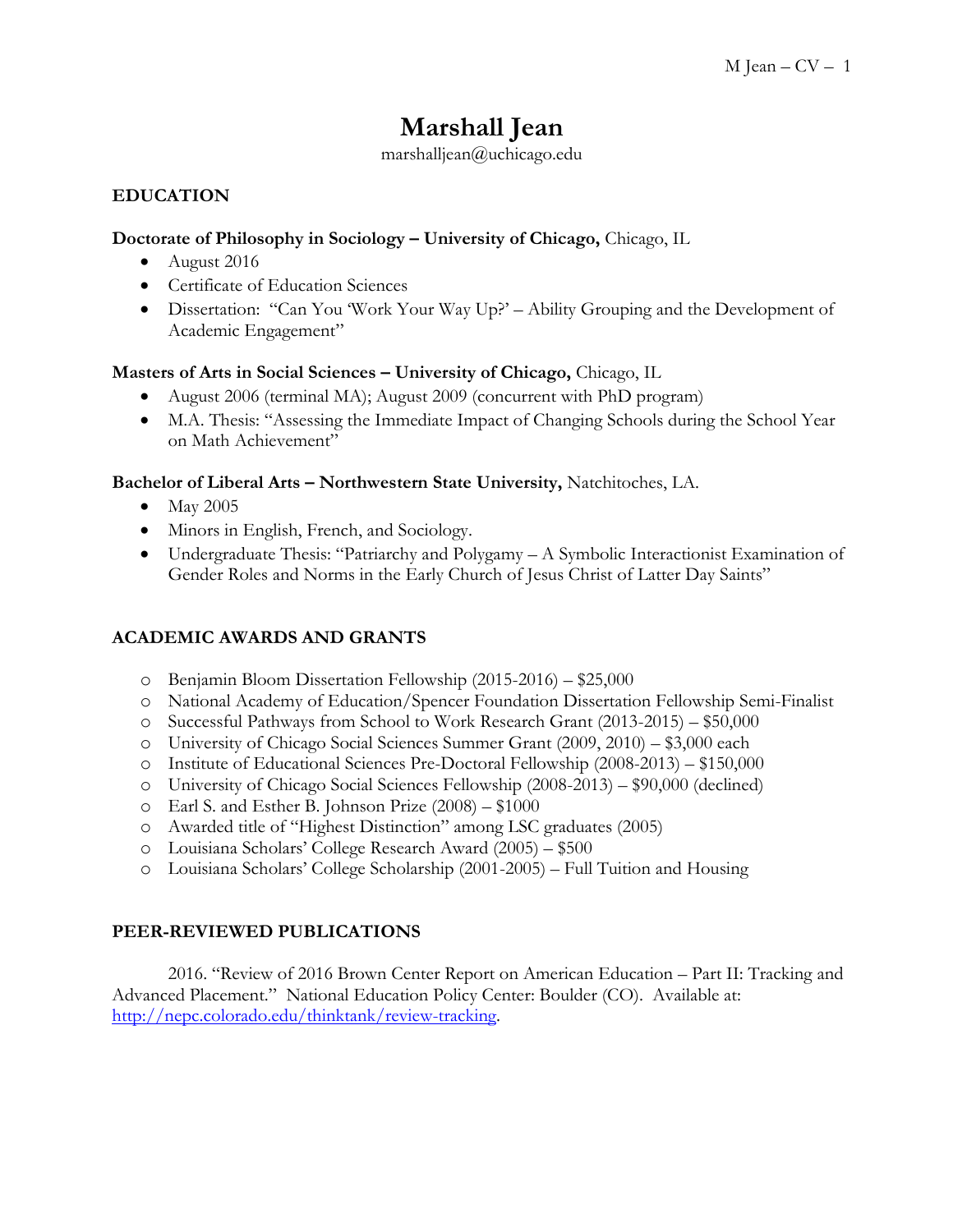# Marshall Jean

marshalljean@uchicago.edu

## EDUCATION

**Doctorate of Philosophy in Sociology – University of Chicago,** Chicago, IL

- August 2016
- Certificate of Education Sciences
- Dissertation: "Can You 'Work Your Way Up?' – Ability Grouping and the Development of Academic Engagement"

**Masters of Arts in Social Sciences – University of Chicago,** Chicago, IL

- August 2006 (terminal MA); August 2009 (concurrent with PhD program)
- M.A. Thesis: "Assessing the Immediate Impact of Changing Schools during the School Year on Math Achievement"

**Bachelor of Liberal Arts – Northwestern State University,** Natchitoches, LA.

- May 2005
- Minors in English, French, and Sociology.
- Undergraduate Thesis: "Patriarchy and Polygamy – A Symbolic Interactionist Examination of Gender Roles and Norms in the Early Church of Jesus Christ of Latter Day Saints"

## ACADEMIC AWARDS AND GRANTS

- Benjamin Bloom Dissertation Fellowship (2015-2016) – $25,000
- National Academy of Education/Spencer Foundation Dissertation Fellowship Semi-Finalist
- Successful Pathways from School to Work Research Grant (2013-2015) – $50,000
- University of Chicago Social Sciences Summer Grant (2009, 2010) – $3,000 each
- Institute of Educational Sciences Pre-Doctoral Fellowship (2008-2013) – $150,000
- University of Chicago Social Sciences Fellowship (2008-2013) – $90,000 (declined)
- Earl S. and Esther B. Johnson Prize (2008) – $1000
- Awarded title of "Highest Distinction" among LSC graduates (2005)
- Louisiana Scholars' College Research Award (2005) – $500
- Louisiana Scholars' College Scholarship (2001-2005) – Full Tuition and Housing

## PEER-REVIEWED PUBLICATIONS

2016. "Review of 2016 Brown Center Report on American Education – Part II: Tracking and Advanced Placement." National Education Policy Center: Boulder (CO). Available at: http://nepc.colorado.edu/thinktank/review-tracking.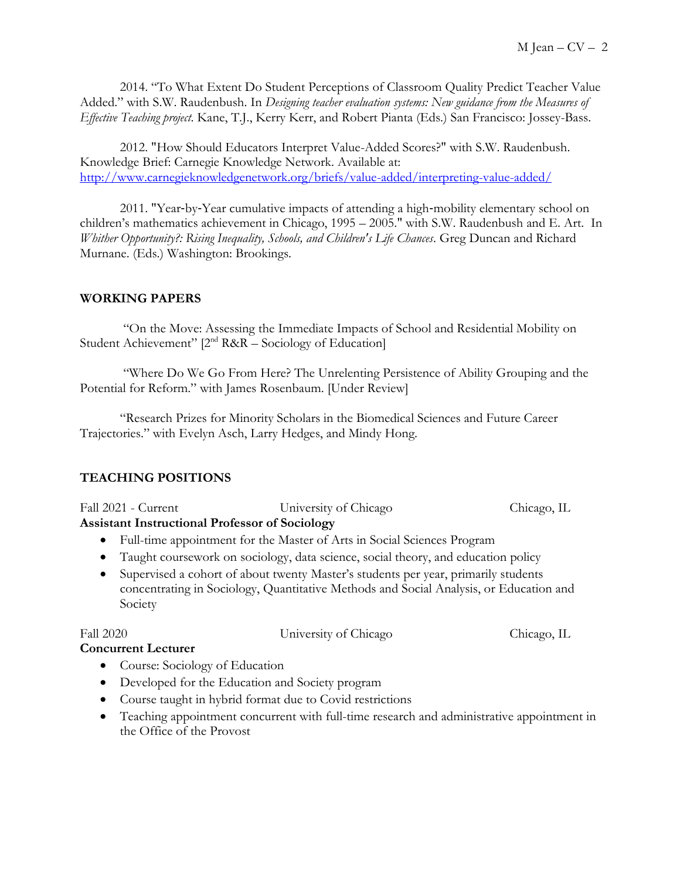2014. "To What Extent Do Student Perceptions of Classroom Quality Predict Teacher Value Added." with S.W. Raudenbush. In *Designing teacher evaluation systems: New guidance from the Measures of Effective Teaching project.* Kane, T.J., Kerry Kerr, and Robert Pianta (Eds.) San Francisco: Jossey-Bass.

2012. "How Should Educators Interpret Value-Added Scores?" with S.W. Raudenbush. Knowledge Brief: Carnegie Knowledge Network. Available at: [http://www.carnegieknowledgenetwork.org/briefs/value-added/interpreting-value-added/](http://www.carnegieknowledgenetwork.org/briefs/value-added/interpreting-value-added/)

2011. "Year-by-Year cumulative impacts of attending a high-mobility elementary school on children's mathematics achievement in Chicago, 1995 – 2005." with S.W. Raudenbush and E. Art. In *Whither Opportunity?: Rising Inequality, Schools, and Children's Life Chances*. Greg Duncan and Richard Murnane. (Eds.) Washington: Brookings.

## WORKING PAPERS

"On the Move: Assessing the Immediate Impacts of School and Residential Mobility on Student Achievement" [2nd R&R – Sociology of Education]

"Where Do We Go From Here? The Unrelenting Persistence of Ability Grouping and the Potential for Reform." with James Rosenbaum. [Under Review]

"Research Prizes for Minority Scholars in the Biomedical Sciences and Future Career Trajectories." with Evelyn Asch, Larry Hedges, and Mindy Hong.

## TEACHING POSITIONS

Fall 2021 - Current — University of Chicago — Chicago, IL

**Assistant Instructional Professor of Sociology**

- Full-time appointment for the Master of Arts in Social Sciences Program
- Taught coursework on sociology, data science, social theory, and education policy
- Supervised a cohort of about twenty Master's students per year, primarily students concentrating in Sociology, Quantitative Methods and Social Analysis, or Education and Society

Fall 2020 — University of Chicago — Chicago, IL

**Concurrent Lecturer**

- Course: Sociology of Education
- Developed for the Education and Society program
- Course taught in hybrid format due to Covid restrictions
- Teaching appointment concurrent with full-time research and administrative appointment in the Office of the Provost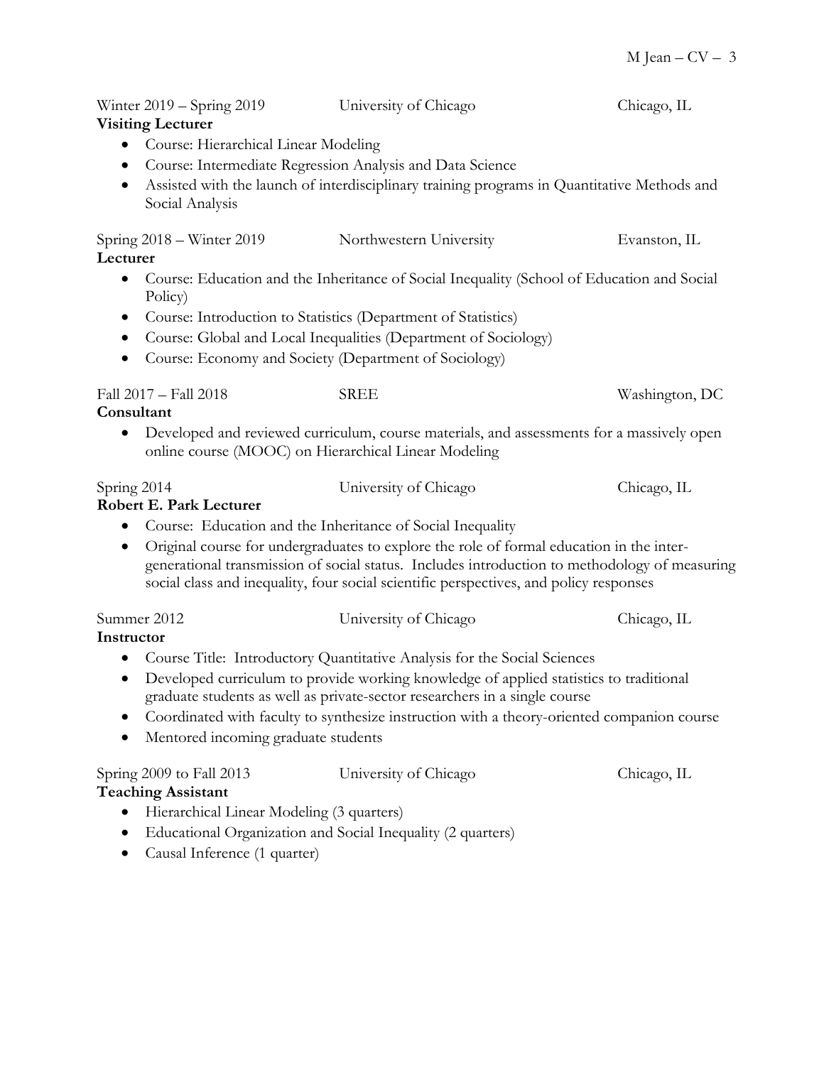Winter 2019 – Spring 2019 University of Chicago Chicago, IL

**Visiting Lecturer**

- Course: Hierarchical Linear Modeling
- Course: Intermediate Regression Analysis and Data Science
- Assisted with the launch of interdisciplinary training programs in Quantitative Methods and Social Analysis

Spring 2018 – Winter 2019 Northwestern University Evanston, IL

**Lecturer**

- Course: Education and the Inheritance of Social Inequality (School of Education and Social Policy)
- Course: Introduction to Statistics (Department of Statistics)
- Course: Global and Local Inequalities (Department of Sociology)
- Course: Economy and Society (Department of Sociology)

Fall 2017 – Fall 2018 SREE Washington, DC

**Consultant**

- Developed and reviewed curriculum, course materials, and assessments for a massively open online course (MOOC) on Hierarchical Linear Modeling

Spring 2014 University of Chicago Chicago, IL

**Robert E. Park Lecturer**

- Course: Education and the Inheritance of Social Inequality
- Original course for undergraduates to explore the role of formal education in the inter-generational transmission of social status. Includes introduction to methodology of measuring social class and inequality, four social scientific perspectives, and policy responses

Summer 2012 University of Chicago Chicago, IL

**Instructor**

- Course Title: Introductory Quantitative Analysis for the Social Sciences
- Developed curriculum to provide working knowledge of applied statistics to traditional graduate students as well as private-sector researchers in a single course
- Coordinated with faculty to synthesize instruction with a theory-oriented companion course
- Mentored incoming graduate students

Spring 2009 to Fall 2013 University of Chicago Chicago, IL

**Teaching Assistant**

- Hierarchical Linear Modeling (3 quarters)
- Educational Organization and Social Inequality (2 quarters)
- Causal Inference (1 quarter)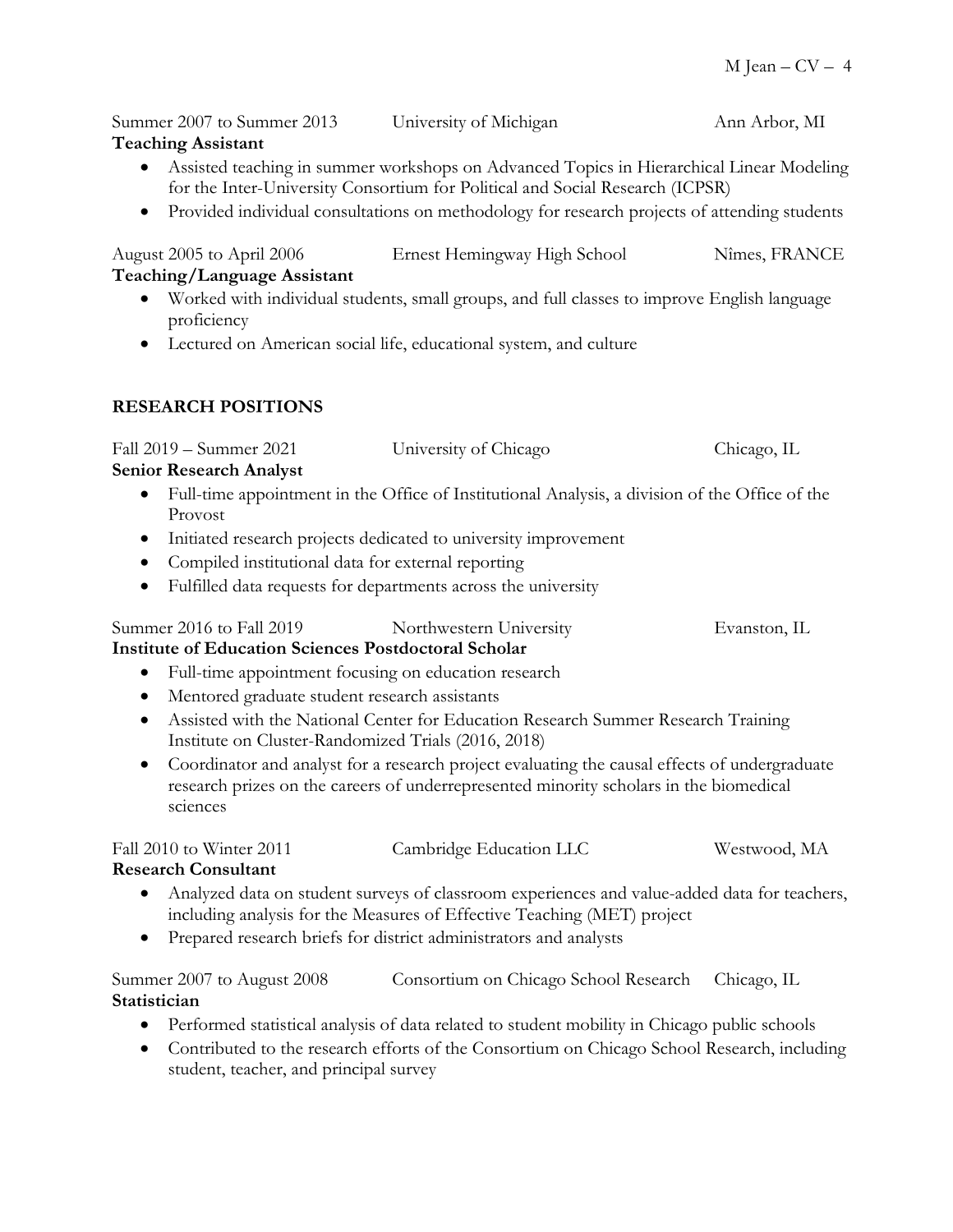Summer 2007 to Summer 2013 University of Michigan Ann Arbor, MI

**Teaching Assistant**

- Assisted teaching in summer workshops on Advanced Topics in Hierarchical Linear Modeling for the Inter-University Consortium for Political and Social Research (ICPSR)
- Provided individual consultations on methodology for research projects of attending students

August 2005 to April 2006 Ernest Hemingway High School Nîmes, FRANCE

**Teaching/Language Assistant**

- Worked with individual students, small groups, and full classes to improve English language proficiency
- Lectured on American social life, educational system, and culture

## RESEARCH POSITIONS

Fall 2019 – Summer 2021 University of Chicago Chicago, IL

**Senior Research Analyst**

- Full-time appointment in the Office of Institutional Analysis, a division of the Office of the Provost
- Initiated research projects dedicated to university improvement
- Compiled institutional data for external reporting
- Fulfilled data requests for departments across the university

Summer 2016 to Fall 2019 Northwestern University Evanston, IL

**Institute of Education Sciences Postdoctoral Scholar**

- Full-time appointment focusing on education research
- Mentored graduate student research assistants
- Assisted with the National Center for Education Research Summer Research Training Institute on Cluster-Randomized Trials (2016, 2018)
- Coordinator and analyst for a research project evaluating the causal effects of undergraduate research prizes on the careers of underrepresented minority scholars in the biomedical sciences

Fall 2010 to Winter 2011 Cambridge Education LLC Westwood, MA

**Research Consultant**

- Analyzed data on student surveys of classroom experiences and value-added data for teachers, including analysis for the Measures of Effective Teaching (MET) project
- Prepared research briefs for district administrators and analysts

Summer 2007 to August 2008 Consortium on Chicago School Research Chicago, IL

**Statistician**

- Performed statistical analysis of data related to student mobility in Chicago public schools
- Contributed to the research efforts of the Consortium on Chicago School Research, including student, teacher, and principal survey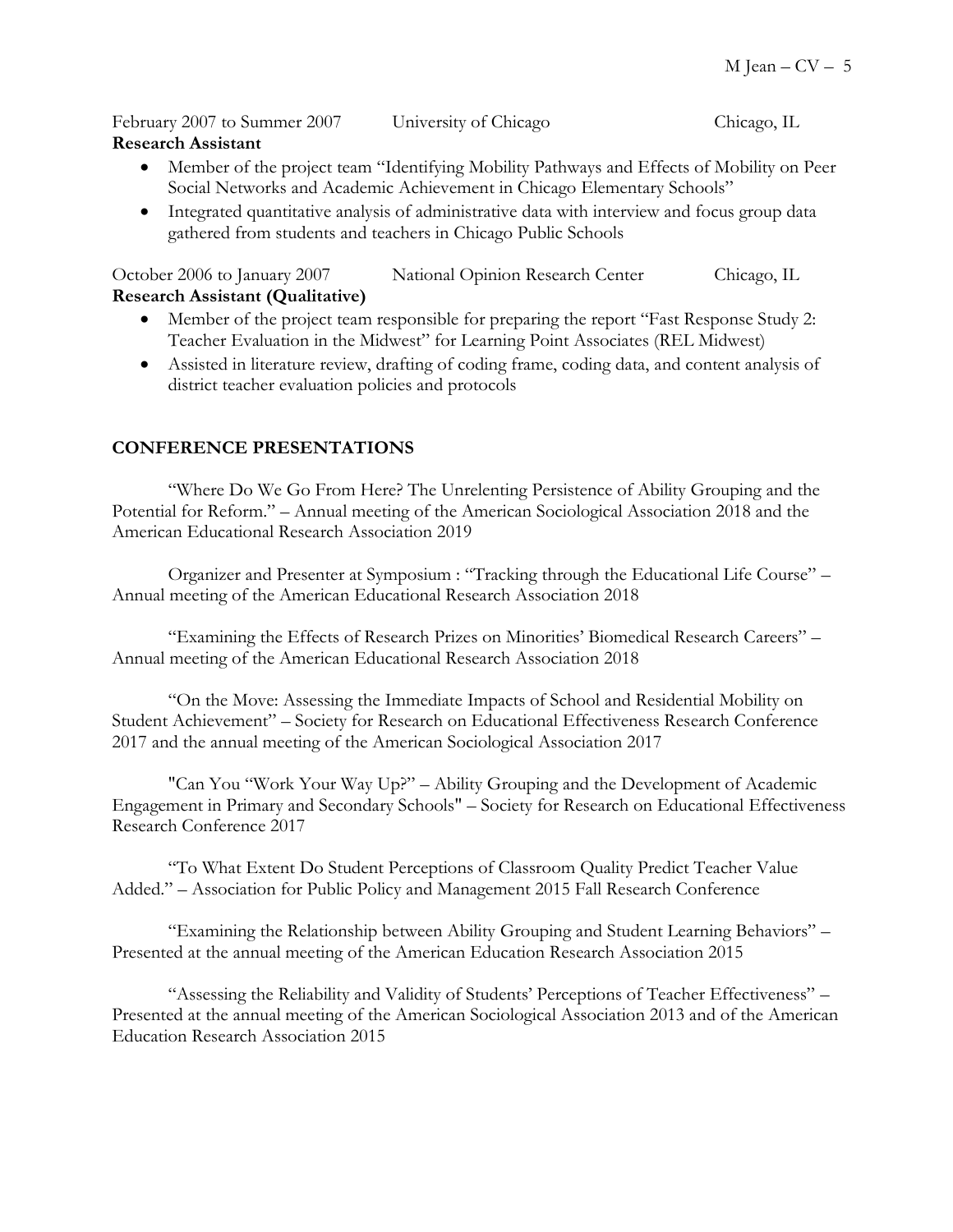February 2007 to Summer 2007 University of Chicago Chicago, IL

**Research Assistant**

- Member of the project team "Identifying Mobility Pathways and Effects of Mobility on Peer Social Networks and Academic Achievement in Chicago Elementary Schools"
- Integrated quantitative analysis of administrative data with interview and focus group data gathered from students and teachers in Chicago Public Schools

October 2006 to January 2007 National Opinion Research Center Chicago, IL

**Research Assistant (Qualitative)**

- Member of the project team responsible for preparing the report "Fast Response Study 2: Teacher Evaluation in the Midwest" for Learning Point Associates (REL Midwest)
- Assisted in literature review, drafting of coding frame, coding data, and content analysis of district teacher evaluation policies and protocols

## CONFERENCE PRESENTATIONS

"Where Do We Go From Here? The Unrelenting Persistence of Ability Grouping and the Potential for Reform." – Annual meeting of the American Sociological Association 2018 and the American Educational Research Association 2019

Organizer and Presenter at Symposium : "Tracking through the Educational Life Course" – Annual meeting of the American Educational Research Association 2018

"Examining the Effects of Research Prizes on Minorities' Biomedical Research Careers" – Annual meeting of the American Educational Research Association 2018

"On the Move: Assessing the Immediate Impacts of School and Residential Mobility on Student Achievement" – Society for Research on Educational Effectiveness Research Conference 2017 and the annual meeting of the American Sociological Association 2017

"Can You "Work Your Way Up?" – Ability Grouping and the Development of Academic Engagement in Primary and Secondary Schools" – Society for Research on Educational Effectiveness Research Conference 2017

"To What Extent Do Student Perceptions of Classroom Quality Predict Teacher Value Added." – Association for Public Policy and Management 2015 Fall Research Conference

"Examining the Relationship between Ability Grouping and Student Learning Behaviors" – Presented at the annual meeting of the American Education Research Association 2015

"Assessing the Reliability and Validity of Students' Perceptions of Teacher Effectiveness" – Presented at the annual meeting of the American Sociological Association 2013 and of the American Education Research Association 2015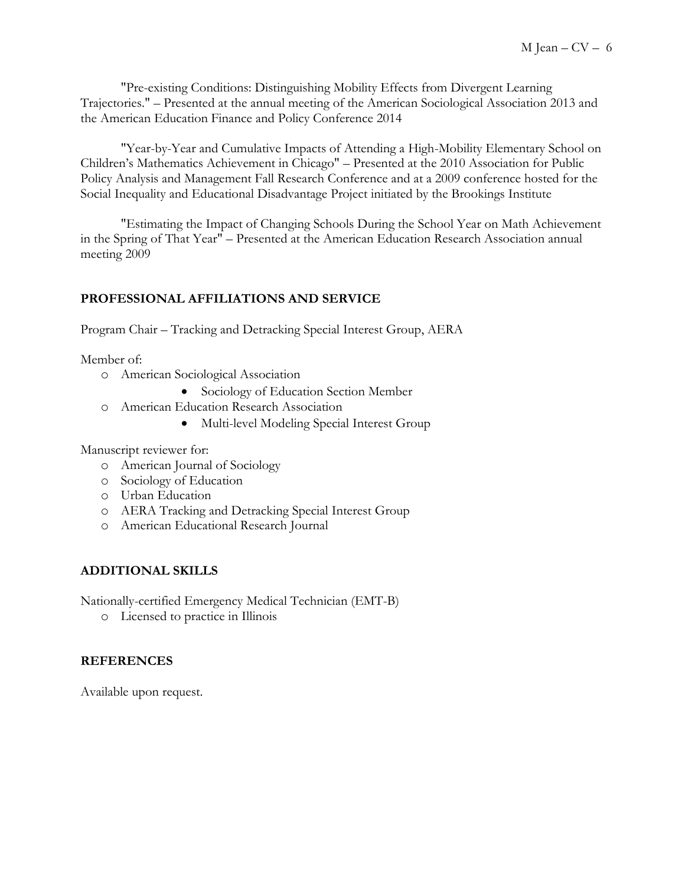"Pre-existing Conditions: Distinguishing Mobility Effects from Divergent Learning Trajectories." – Presented at the annual meeting of the American Sociological Association 2013 and the American Education Finance and Policy Conference 2014

"Year-by-Year and Cumulative Impacts of Attending a High-Mobility Elementary School on Children's Mathematics Achievement in Chicago" – Presented at the 2010 Association for Public Policy Analysis and Management Fall Research Conference and at a 2009 conference hosted for the Social Inequality and Educational Disadvantage Project initiated by the Brookings Institute

"Estimating the Impact of Changing Schools During the School Year on Math Achievement in the Spring of That Year" – Presented at the American Education Research Association annual meeting 2009

## PROFESSIONAL AFFILIATIONS AND SERVICE

Program Chair – Tracking and Detracking Special Interest Group, AERA

Member of:

- American Sociological Association
  - Sociology of Education Section Member
- American Education Research Association
  - Multi-level Modeling Special Interest Group

Manuscript reviewer for:

- American Journal of Sociology
- Sociology of Education
- Urban Education
- AERA Tracking and Detracking Special Interest Group
- American Educational Research Journal

## ADDITIONAL SKILLS

Nationally-certified Emergency Medical Technician (EMT-B)

- Licensed to practice in Illinois

## REFERENCES

Available upon request.